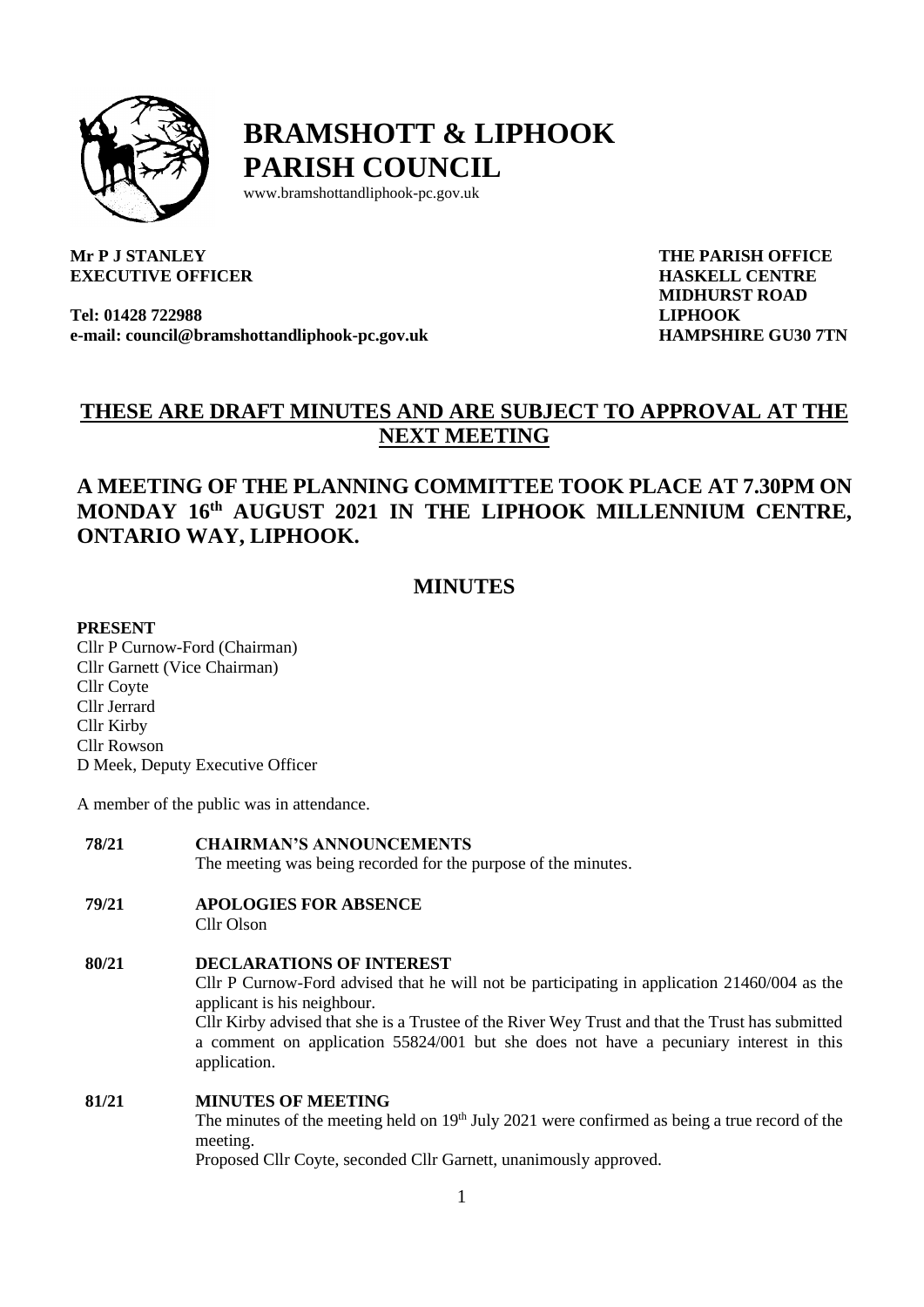# BRAMSHOTT & LIPHOOK PARISH COUNCIL

www.bramshottandliphook-pc.gov.uk

**Mr P J STANLEY**
**EXECUTIVE OFFICER**

**Tel: 01428 722988**
**e-mail: council@bramshottandliphook-pc.gov.uk**

**THE PARISH OFFICE**
**HASKELL CENTRE**
**MIDHURST ROAD**
**LIPHOOK**
**HAMPSHIRE GU30 7TN**

## THESE ARE DRAFT MINUTES AND ARE SUBJECT TO APPROVAL AT THE NEXT MEETING

## A MEETING OF THE PLANNING COMMITTEE TOOK PLACE AT 7.30PM ON MONDAY 16th AUGUST 2021 IN THE LIPHOOK MILLENNIUM CENTRE, ONTARIO WAY, LIPHOOK.

## MINUTES

**PRESENT**

Cllr P Curnow-Ford (Chairman)
Cllr Garnett (Vice Chairman)
Cllr Coyte
Cllr Jerrard
Cllr Kirby
Cllr Rowson
D Meek, Deputy Executive Officer

A member of the public was in attendance.

**78/21 CHAIRMAN'S ANNOUNCEMENTS**

The meeting was being recorded for the purpose of the minutes.

**79/21 APOLOGIES FOR ABSENCE**

Cllr Olson

**80/21 DECLARATIONS OF INTEREST**

Cllr P Curnow-Ford advised that he will not be participating in application 21460/004 as the applicant is his neighbour.

Cllr Kirby advised that she is a Trustee of the River Wey Trust and that the Trust has submitted a comment on application 55824/001 but she does not have a pecuniary interest in this application.

**81/21 MINUTES OF MEETING**

The minutes of the meeting held on 19th July 2021 were confirmed as being a true record of the meeting.

Proposed Cllr Coyte, seconded Cllr Garnett, unanimously approved.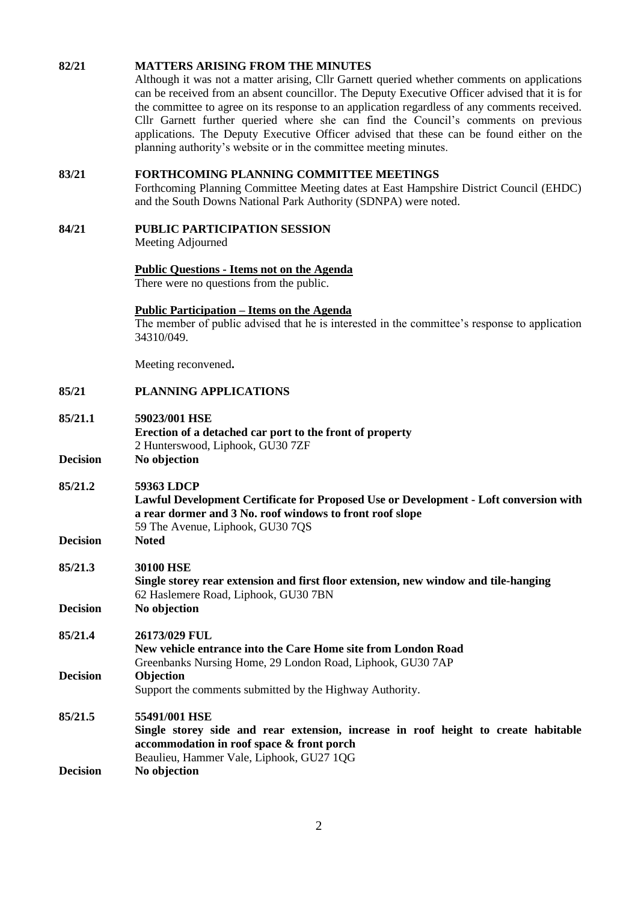**82/21 MATTERS ARISING FROM THE MINUTES**

Although it was not a matter arising, Cllr Garnett queried whether comments on applications can be received from an absent councillor. The Deputy Executive Officer advised that it is for the committee to agree on its response to an application regardless of any comments received. Cllr Garnett further queried where she can find the Council's comments on previous applications. The Deputy Executive Officer advised that these can be found either on the planning authority's website or in the committee meeting minutes.

**83/21 FORTHCOMING PLANNING COMMITTEE MEETINGS**

Forthcoming Planning Committee Meeting dates at East Hampshire District Council (EHDC) and the South Downs National Park Authority (SDNPA) were noted.

**84/21 PUBLIC PARTICIPATION SESSION**

Meeting Adjourned

**Public Questions - Items not on the Agenda**

There were no questions from the public.

**Public Participation – Items on the Agenda**

The member of public advised that he is interested in the committee's response to application 34310/049.

Meeting reconvened**.**

**85/21 PLANNING APPLICATIONS**

**85/21.1 59023/001 HSE**
**Erection of a detached car port to the front of property**
2 Hunterswood, Liphook, GU30 7ZF

**Decision No objection**

**85/21.2 59363 LDCP**
**Lawful Development Certificate for Proposed Use or Development - Loft conversion with a rear dormer and 3 No. roof windows to front roof slope**
59 The Avenue, Liphook, GU30 7QS

**Decision Noted**

**85/21.3 30100 HSE**
**Single storey rear extension and first floor extension, new window and tile-hanging**
62 Haslemere Road, Liphook, GU30 7BN

**Decision No objection**

**85/21.4 26173/029 FUL**
**New vehicle entrance into the Care Home site from London Road**
Greenbanks Nursing Home, 29 London Road, Liphook, GU30 7AP

**Decision Objection**
Support the comments submitted by the Highway Authority.

**85/21.5 55491/001 HSE**
**Single storey side and rear extension, increase in roof height to create habitable accommodation in roof space & front porch**
Beaulieu, Hammer Vale, Liphook, GU27 1QG

**Decision No objection**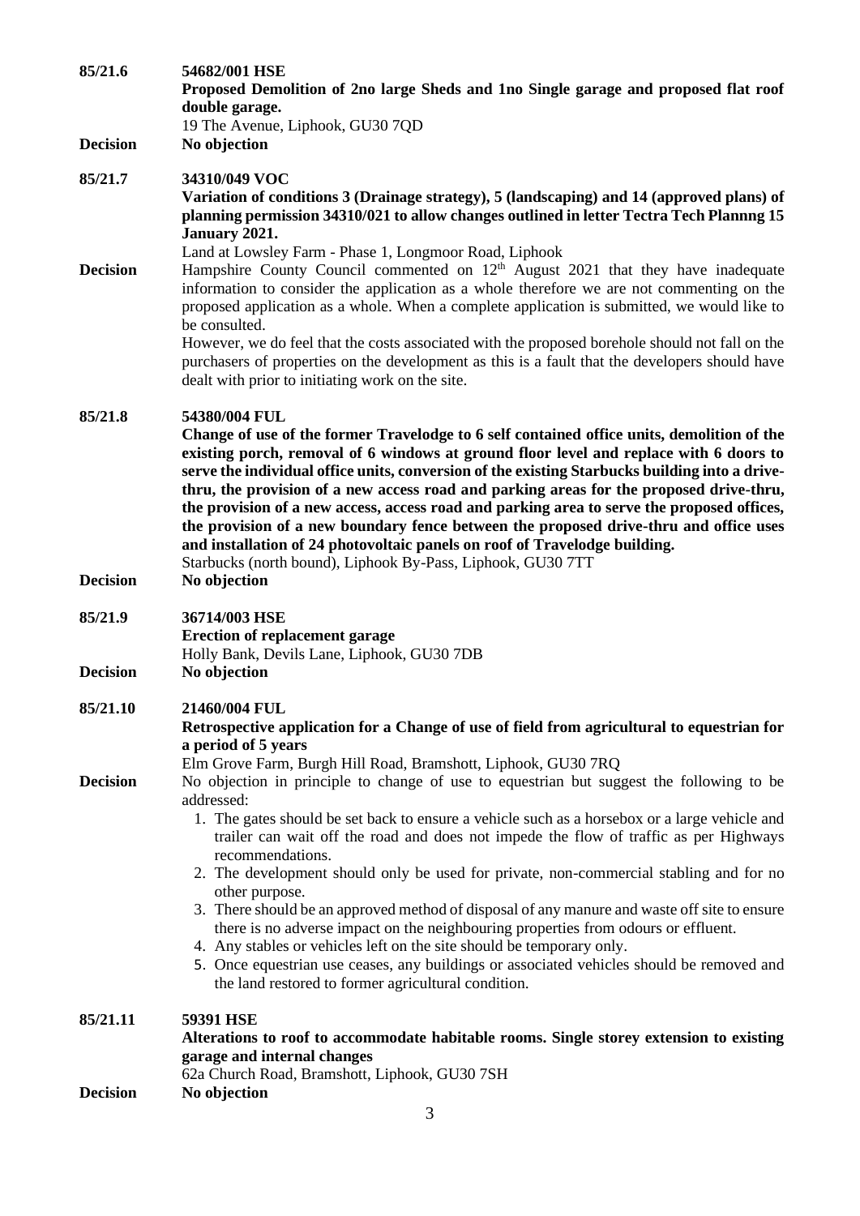**85/21.6** **54682/001 HSE**

**Proposed Demolition of 2no large Sheds and 1no Single garage and proposed flat roof double garage.**

19 The Avenue, Liphook, GU30 7QD

**Decision** **No objection**

**85/21.7** **34310/049 VOC**

**Variation of conditions 3 (Drainage strategy), 5 (landscaping) and 14 (approved plans) of planning permission 34310/021 to allow changes outlined in letter Tectra Tech Plannng 15 January 2021.**

Land at Lowsley Farm - Phase 1, Longmoor Road, Liphook

**Decision** Hampshire County Council commented on 12th August 2021 that they have inadequate information to consider the application as a whole therefore we are not commenting on the proposed application as a whole. When a complete application is submitted, we would like to be consulted.

However, we do feel that the costs associated with the proposed borehole should not fall on the purchasers of properties on the development as this is a fault that the developers should have dealt with prior to initiating work on the site.

**85/21.8** **54380/004 FUL**

**Change of use of the former Travelodge to 6 self contained office units, demolition of the existing porch, removal of 6 windows at ground floor level and replace with 6 doors to serve the individual office units, conversion of the existing Starbucks building into a drive-thru, the provision of a new access road and parking areas for the proposed drive-thru, the provision of a new access, access road and parking area to serve the proposed offices, the provision of a new boundary fence between the proposed drive-thru and office uses and installation of 24 photovoltaic panels on roof of Travelodge building.**

Starbucks (north bound), Liphook By-Pass, Liphook, GU30 7TT

**Decision** **No objection**

**85/21.9** **36714/003 HSE**

**Erection of replacement garage**

Holly Bank, Devils Lane, Liphook, GU30 7DB

**Decision** **No objection**

**85/21.10** **21460/004 FUL**

**Retrospective application for a Change of use of field from agricultural to equestrian for a period of 5 years**

Elm Grove Farm, Burgh Hill Road, Bramshott, Liphook, GU30 7RQ

**Decision** No objection in principle to change of use to equestrian but suggest the following to be addressed:

1. The gates should be set back to ensure a vehicle such as a horsebox or a large vehicle and trailer can wait off the road and does not impede the flow of traffic as per Highways recommendations.
2. The development should only be used for private, non-commercial stabling and for no other purpose.
3. There should be an approved method of disposal of any manure and waste off site to ensure there is no adverse impact on the neighbouring properties from odours or effluent.
4. Any stables or vehicles left on the site should be temporary only.
5. Once equestrian use ceases, any buildings or associated vehicles should be removed and the land restored to former agricultural condition.

**85/21.11** **59391 HSE**

**Alterations to roof to accommodate habitable rooms. Single storey extension to existing garage and internal changes**

62a Church Road, Bramshott, Liphook, GU30 7SH

**Decision** **No objection**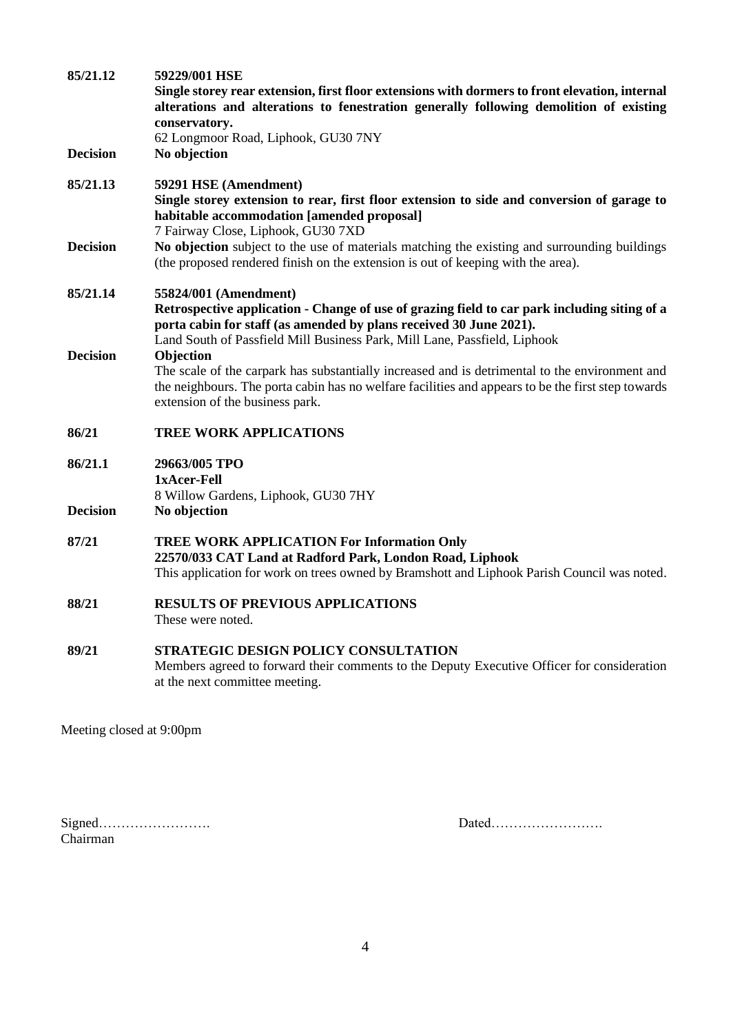**85/21.12** **59229/001 HSE**
**Single storey rear extension, first floor extensions with dormers to front elevation, internal alterations and alterations to fenestration generally following demolition of existing conservatory.**
62 Longmoor Road, Liphook, GU30 7NY

**Decision** **No objection**

**85/21.13** **59291 HSE (Amendment)**
**Single storey extension to rear, first floor extension to side and conversion of garage to habitable accommodation [amended proposal]**
7 Fairway Close, Liphook, GU30 7XD

**Decision** **No objection** subject to the use of materials matching the existing and surrounding buildings (the proposed rendered finish on the extension is out of keeping with the area).

**85/21.14** **55824/001 (Amendment)**
**Retrospective application - Change of use of grazing field to car park including siting of a porta cabin for staff (as amended by plans received 30 June 2021).**
Land South of Passfield Mill Business Park, Mill Lane, Passfield, Liphook

**Decision** **Objection**
The scale of the carpark has substantially increased and is detrimental to the environment and the neighbours. The porta cabin has no welfare facilities and appears to be the first step towards extension of the business park.

**86/21** **TREE WORK APPLICATIONS**

**86/21.1** **29663/005 TPO**
**1xAcer-Fell**
8 Willow Gardens, Liphook, GU30 7HY

**Decision** **No objection**

**87/21** **TREE WORK APPLICATION For Information Only**
**22570/033 CAT Land at Radford Park, London Road, Liphook**
This application for work on trees owned by Bramshott and Liphook Parish Council was noted.

**88/21** **RESULTS OF PREVIOUS APPLICATIONS**
These were noted.

**89/21** **STRATEGIC DESIGN POLICY CONSULTATION**
Members agreed to forward their comments to the Deputy Executive Officer for consideration at the next committee meeting.

Meeting closed at 9:00pm

Signed……………………. Dated…………………….
Chairman